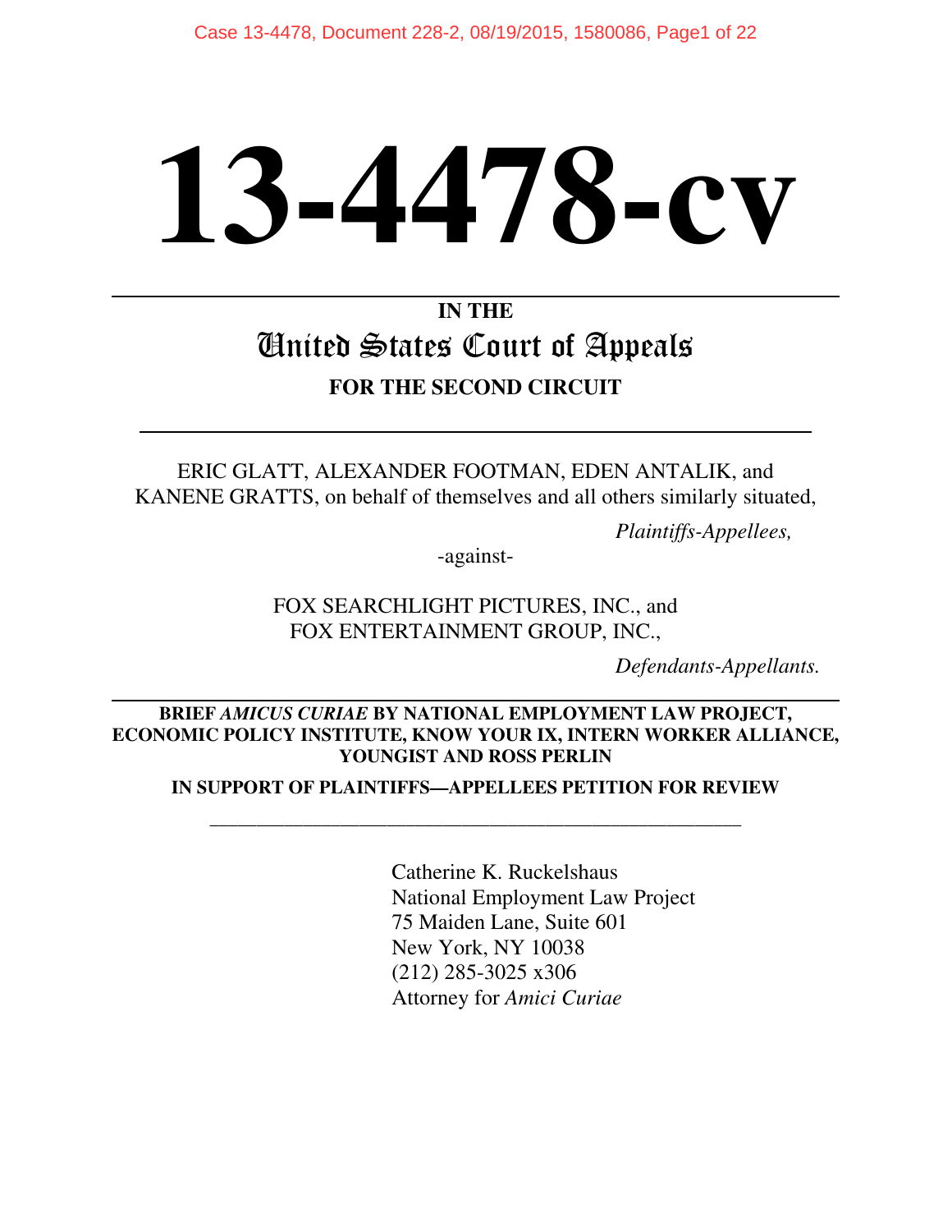# 13-4478-cv

IN THE

## United States Court of Appeals

**FOR THE SECOND CIRCUIT**

---

ERIC GLATT, ALEXANDER FOOTMAN, EDEN ANTALIK, and KANENE GRATTS, on behalf of themselves and all others similarly situated,

*Plaintiffs-Appellees,*

-against-

FOX SEARCHLIGHT PICTURES, INC., and FOX ENTERTAINMENT GROUP, INC.,

*Defendants-Appellants.*

---

**BRIEF *AMICUS CURIAE* BY NATIONAL EMPLOYMENT LAW PROJECT, ECONOMIC POLICY INSTITUTE, KNOW YOUR IX, INTERN WORKER ALLIANCE, YOUNGIST AND ROSS PERLIN**

**IN SUPPORT OF PLAINTIFFS—APPELLEES PETITION FOR REVIEW**

---

Catherine K. Ruckelshaus
National Employment Law Project
75 Maiden Lane, Suite 601
New York, NY 10038
(212) 285-3025 x306
Attorney for *Amici Curiae*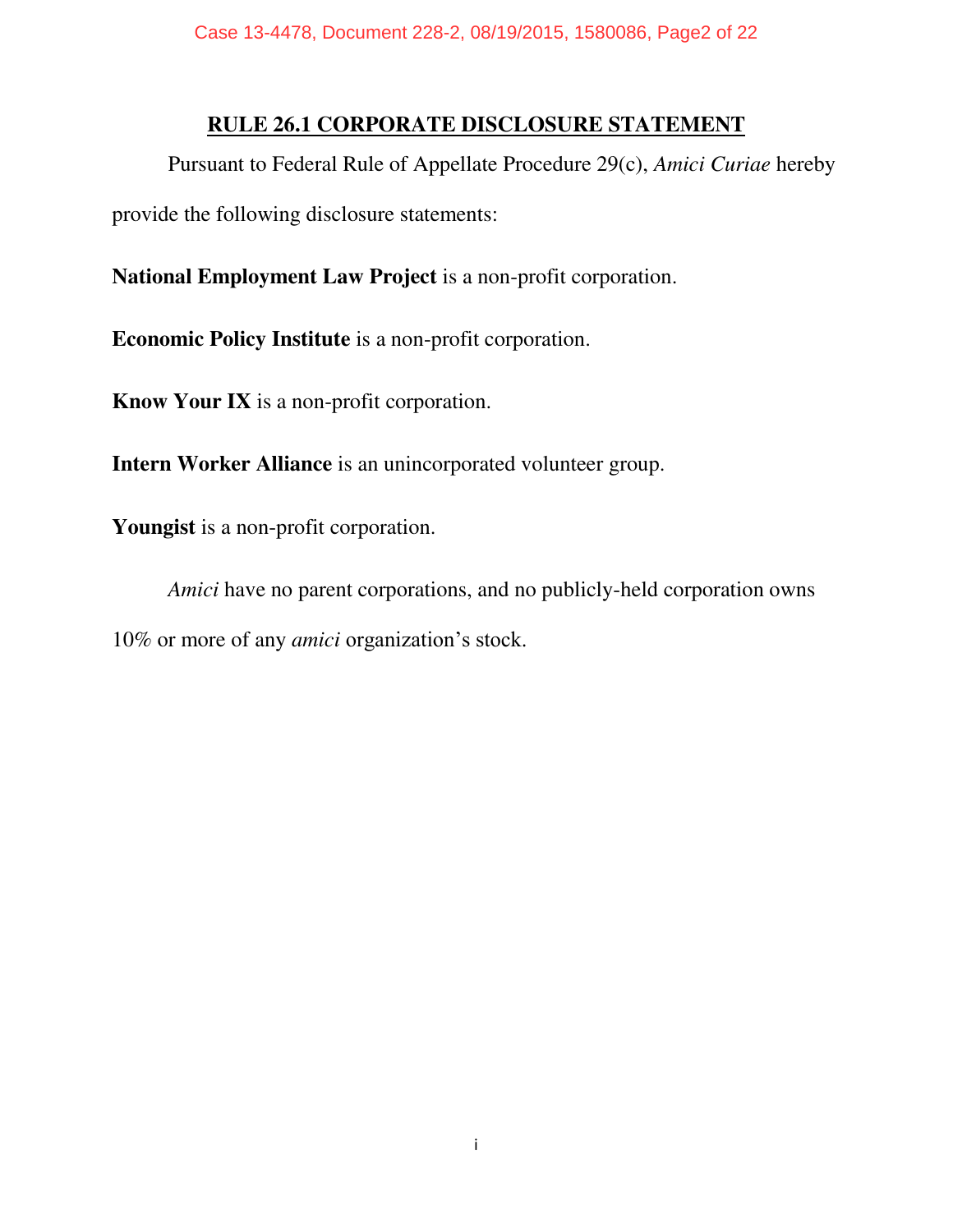## RULE 26.1 CORPORATE DISCLOSURE STATEMENT

Pursuant to Federal Rule of Appellate Procedure 29(c), *Amici Curiae* hereby provide the following disclosure statements:

**National Employment Law Project** is a non-profit corporation.

**Economic Policy Institute** is a non-profit corporation.

**Know Your IX** is a non-profit corporation.

**Intern Worker Alliance** is an unincorporated volunteer group.

**Youngist** is a non-profit corporation.

*Amici* have no parent corporations, and no publicly-held corporation owns 10% or more of any *amici* organization's stock.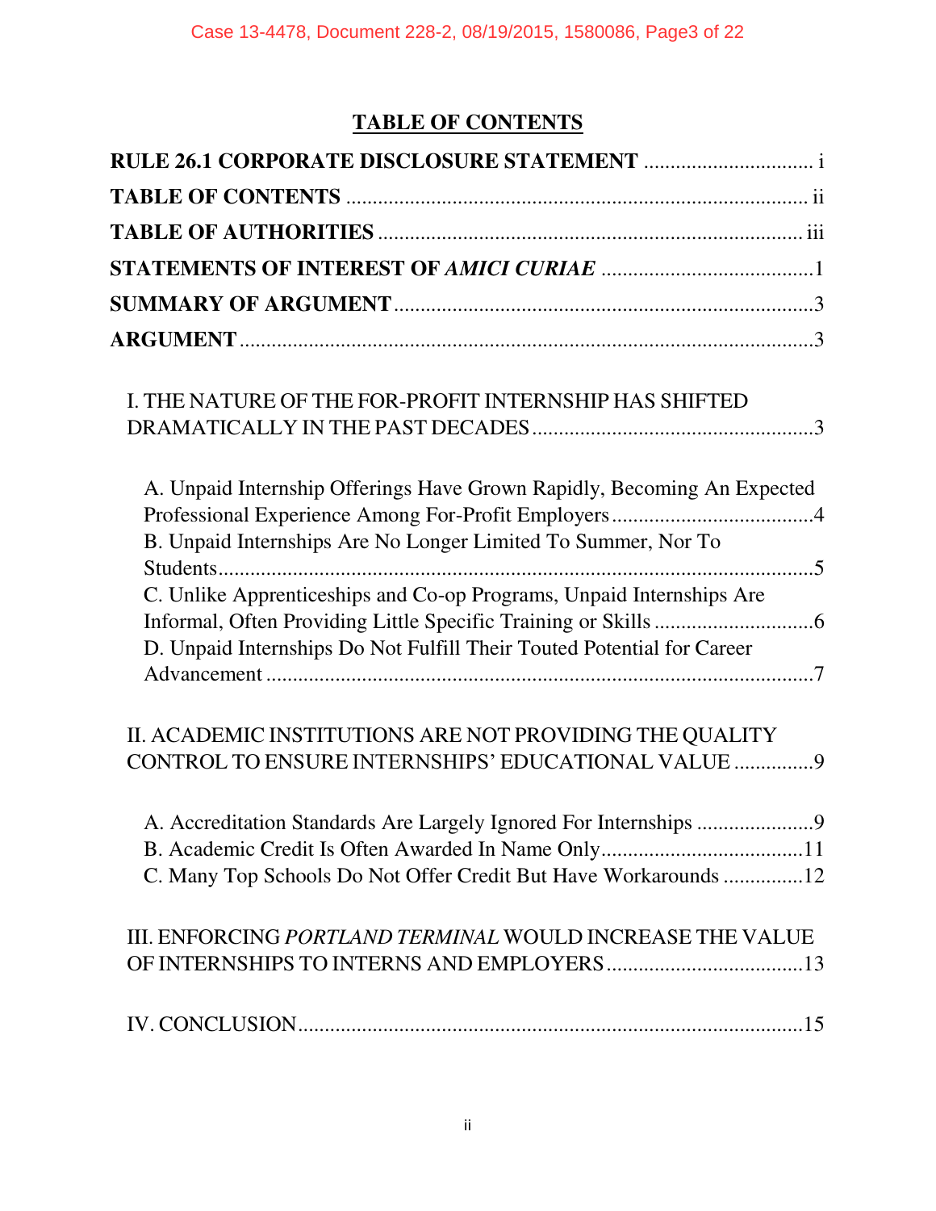# TABLE OF CONTENTS

**RULE 26.1 CORPORATE DISCLOSURE STATEMENT** ................................ i

**TABLE OF CONTENTS** ................................................................................ ii

**TABLE OF AUTHORITIES** ........................................................................ iii

**STATEMENTS OF INTEREST OF *AMICI CURIAE*** ........................................1

**SUMMARY OF ARGUMENT** ..........................................................................3

**ARGUMENT** ..................................................................................................3

I. THE NATURE OF THE FOR-PROFIT INTERNSHIP HAS SHIFTED DRAMATICALLY IN THE PAST DECADES ...................................................3

A. Unpaid Internship Offerings Have Grown Rapidly, Becoming An Expected Professional Experience Among For-Profit Employers .....................................4

B. Unpaid Internships Are No Longer Limited To Summer, Nor To Students.................................................................................................................5

C. Unlike Apprenticeships and Co-op Programs, Unpaid Internships Are Informal, Often Providing Little Specific Training or Skills ..............................6

D. Unpaid Internships Do Not Fulfill Their Touted Potential for Career Advancement .......................................................................................................7

II. ACADEMIC INSTITUTIONS ARE NOT PROVIDING THE QUALITY CONTROL TO ENSURE INTERNSHIPS' EDUCATIONAL VALUE ...............9

A. Accreditation Standards Are Largely Ignored For Internships ......................9

B. Academic Credit Is Often Awarded In Name Only......................................11

C. Many Top Schools Do Not Offer Credit But Have Workarounds ...............12

III. ENFORCING *PORTLAND TERMINAL* WOULD INCREASE THE VALUE OF INTERNSHIPS TO INTERNS AND EMPLOYERS....................................13

IV. CONCLUSION..............................................................................................15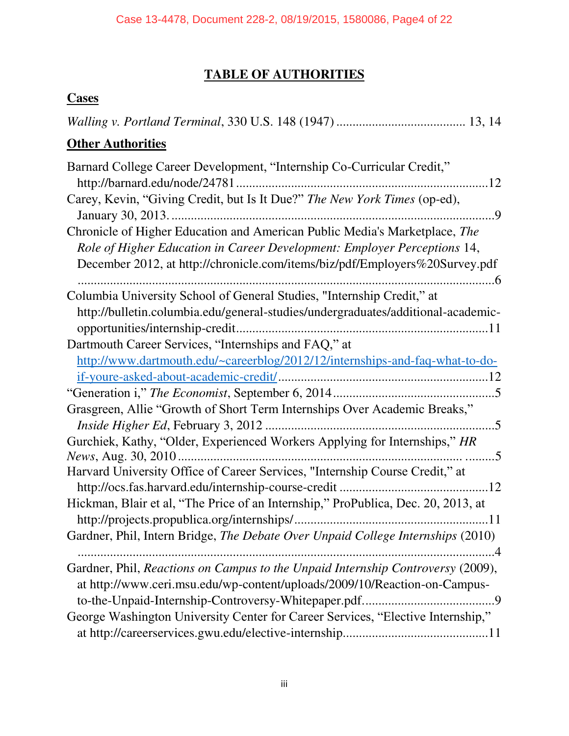# TABLE OF AUTHORITIES

## Cases

*Walling v. Portland Terminal*, 330 U.S. 148 (1947) ....................................... 13, 14

## Other Authorities

Barnard College Career Development, "Internship Co-Curricular Credit," http://barnard.edu/node/24781 .............................................................................12

Carey, Kevin, "Giving Credit, but Is It Due?" *The New York Times* (op-ed), January 30, 2013. ...................................................................................................9

Chronicle of Higher Education and American Public Media's Marketplace, *The Role of Higher Education in Career Development: Employer Perceptions* 14, December 2012, at http://chronicle.com/items/biz/pdf/Employers%20Survey.pdf ..................................................................................................................6

Columbia University School of General Studies, "Internship Credit," at http://bulletin.columbia.edu/general-studies/undergraduates/additional-academic-opportunities/internship-credit.............................................................................11

Dartmouth Career Services, "Internships and FAQ," at http://www.dartmouth.edu/~careerblog/2012/12/internships-and-faq-what-to-do-if-youre-asked-about-academic-credit/...............................................................12

"Generation i," *The Economist*, September 6, 2014 .................................................5

Grasgreen, Allie "Growth of Short Term Internships Over Academic Breaks," *Inside Higher Ed*, February 3, 2012 .....................................................................5

Gurchiek, Kathy, "Older, Experienced Workers Applying for Internships," *HR News*, Aug. 30, 2010 ......................................................................................... .........5

Harvard University Office of Career Services, "Internship Course Credit," at http://ocs.fas.harvard.edu/internship-course-credit .............................................12

Hickman, Blair et al, "The Price of an Internship," ProPublica, Dec. 20, 2013, at http://projects.propublica.org/internships/...........................................................11

Gardner, Phil, Intern Bridge, *The Debate Over Unpaid College Internships* (2010) ..................................................................................................................4

Gardner, Phil, *Reactions on Campus to the Unpaid Internship Controversy* (2009), at http://www.ceri.msu.edu/wp-content/uploads/2009/10/Reaction-on-Campus-to-the-Unpaid-Internship-Controversy-Whitepaper.pdf........................................9

George Washington University Center for Career Services, "Elective Internship," at http://careerservices.gwu.edu/elective-internship............................................11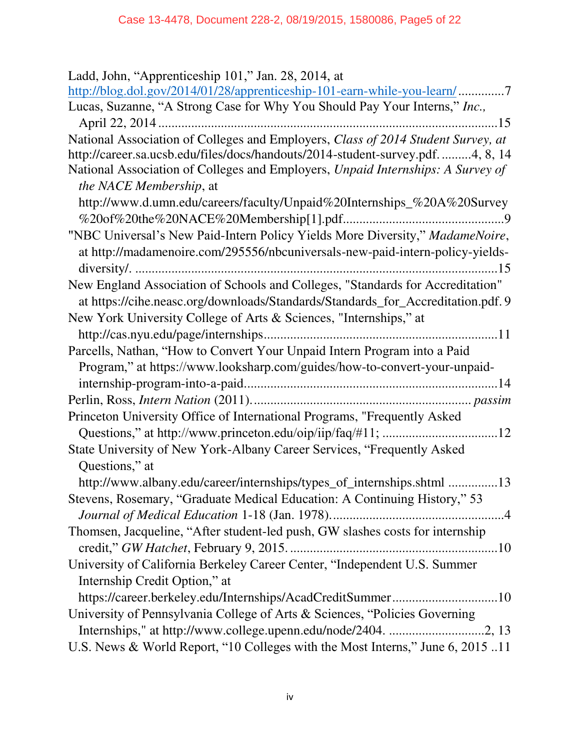Ladd, John, "Apprenticeship 101," Jan. 28, 2014, at http://blog.dol.gov/2014/01/28/apprenticeship-101-earn-while-you-learn/ ..............7

Lucas, Suzanne, "A Strong Case for Why You Should Pay Your Interns," *Inc.,* April 22, 2014 ........................................................................................................15

National Association of Colleges and Employers, *Class of 2014 Student Survey, at* http://career.sa.ucsb.edu/files/docs/handouts/2014-student-survey.pdf. .........4, 8, 14

National Association of Colleges and Employers, *Unpaid Internships: A Survey of the NACE Membership*, at http://www.d.umn.edu/careers/faculty/Unpaid%20Internships_%20A%20Survey%20of%20the%20NACE%20Membership[1].pdf................................................9

"NBC Universal's New Paid-Intern Policy Yields More Diversity," *MadameNoire*, at http://madamenoire.com/295556/nbcuniversals-new-paid-intern-policy-yields-diversity/. ............................................................................................................15

New England Association of Schools and Colleges, "Standards for Accreditation" at https://cihe.neasc.org/downloads/Standards/Standards_for_Accreditation.pdf. 9

New York University College of Arts & Sciences, "Internships," at http://cas.nyu.edu/page/internships......................................................................11

Parcells, Nathan, "How to Convert Your Unpaid Intern Program into a Paid Program," at https://www.looksharp.com/guides/how-to-convert-your-unpaid-internship-program-into-a-paid............................................................................14

Perlin, Ross, *Intern Nation* (2011)................................................................. *passim*

Princeton University Office of International Programs, "Frequently Asked Questions," at http://www.princeton.edu/oip/iip/faq/#11; ..................................12

State University of New York-Albany Career Services, "Frequently Asked Questions," at http://www.albany.edu/career/internships/types_of_internships.shtml ...............13

Stevens, Rosemary, "Graduate Medical Education: A Continuing History," 53 *Journal of Medical Education* 1-18 (Jan. 1978)....................................................4

Thomsen, Jacqueline, "After student-led push, GW slashes costs for internship credit," *GW Hatchet*, February 9, 2015. ..............................................................10

University of California Berkeley Career Center, "Independent U.S. Summer Internship Credit Option," at https://career.berkeley.edu/Internships/AcadCreditSummer................................10

University of Pennsylvania College of Arts & Sciences, "Policies Governing Internships," at http://www.college.upenn.edu/node/2404. ............................2, 13

U.S. News & World Report, "10 Colleges with the Most Interns," June 6, 2015 ..11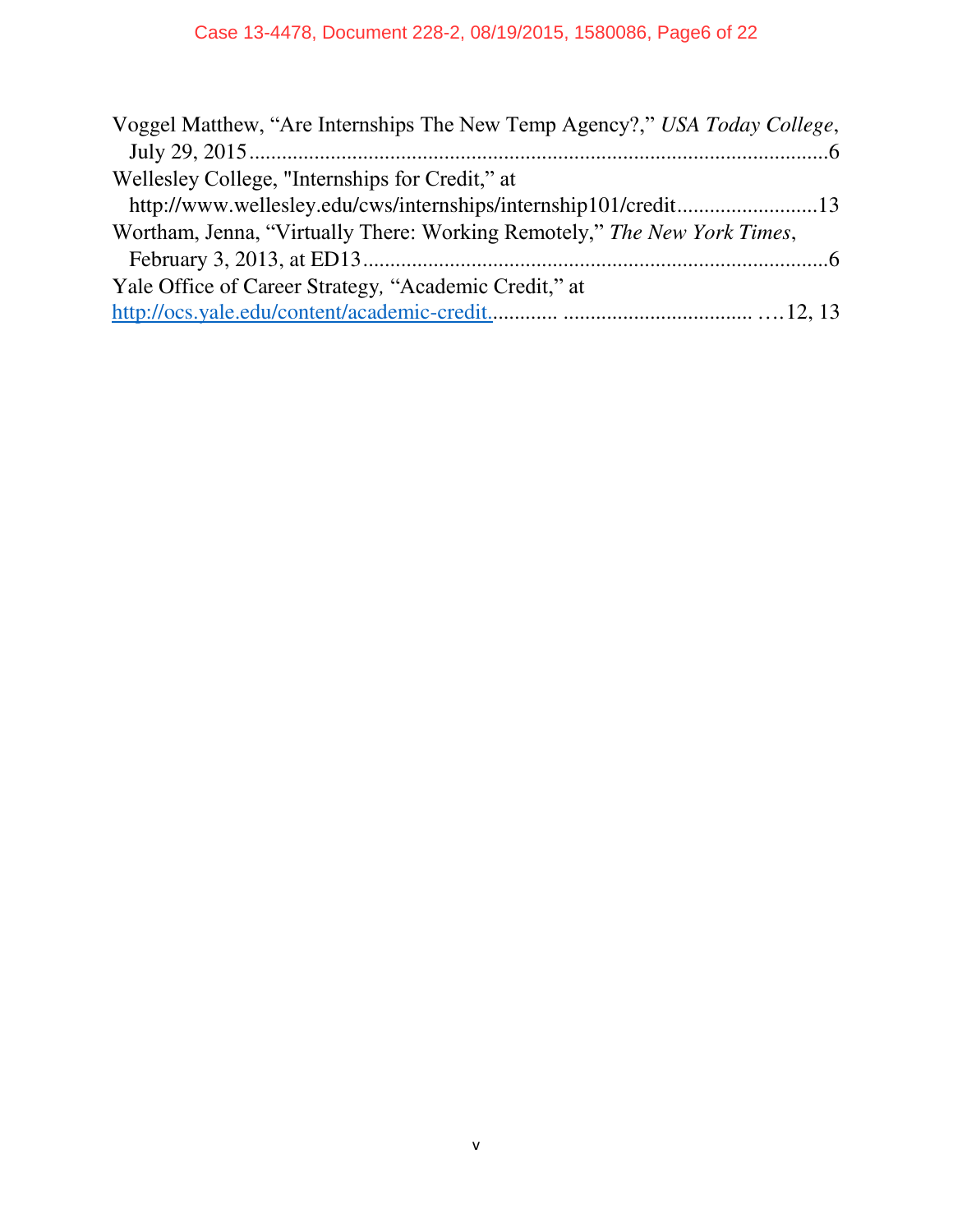Voggel Matthew, “Are Internships The New Temp Agency?,” *USA Today College*, July 29, 2015 .......................................................................................................6

Wellesley College, "Internships for Credit,” at http://www.wellesley.edu/cws/internships/internship101/credit..........................13

Wortham, Jenna, “Virtually There: Working Remotely,” *The New York Times*, February 3, 2013, at ED13.......................................................................................6

Yale Office of Career Strategy, “Academic Credit,” at http://ocs.yale.edu/content/academic-credit............. .................................. ….12, 13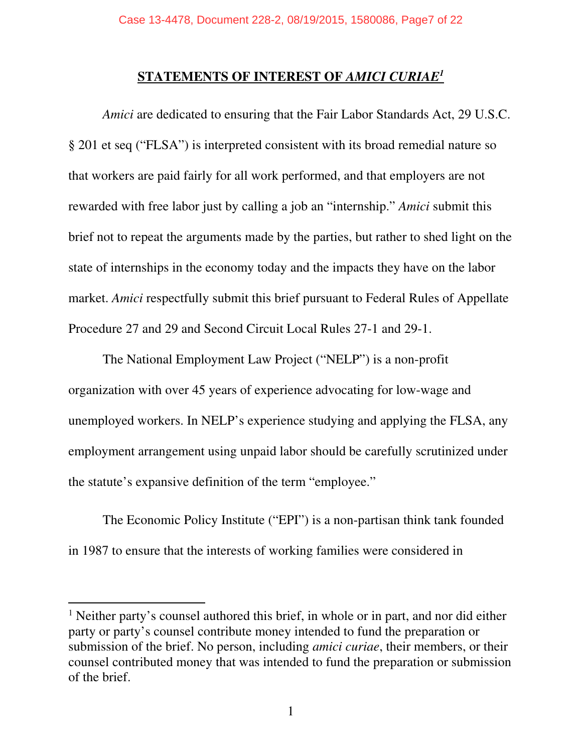## STATEMENTS OF INTEREST OF *AMICI CURIAE*[1]

*Amici* are dedicated to ensuring that the Fair Labor Standards Act, 29 U.S.C. § 201 et seq ("FLSA") is interpreted consistent with its broad remedial nature so that workers are paid fairly for all work performed, and that employers are not rewarded with free labor just by calling a job an "internship." *Amici* submit this brief not to repeat the arguments made by the parties, but rather to shed light on the state of internships in the economy today and the impacts they have on the labor market. *Amici* respectfully submit this brief pursuant to Federal Rules of Appellate Procedure 27 and 29 and Second Circuit Local Rules 27-1 and 29-1.

The National Employment Law Project ("NELP") is a non-profit organization with over 45 years of experience advocating for low-wage and unemployed workers. In NELP's experience studying and applying the FLSA, any employment arrangement using unpaid labor should be carefully scrutinized under the statute's expansive definition of the term "employee."

The Economic Policy Institute ("EPI") is a non-partisan think tank founded in 1987 to ensure that the interests of working families were considered in

---

[1] Neither party's counsel authored this brief, in whole or in part, and nor did either party or party's counsel contribute money intended to fund the preparation or submission of the brief. No person, including *amici curiae*, their members, or their counsel contributed money that was intended to fund the preparation or submission of the brief.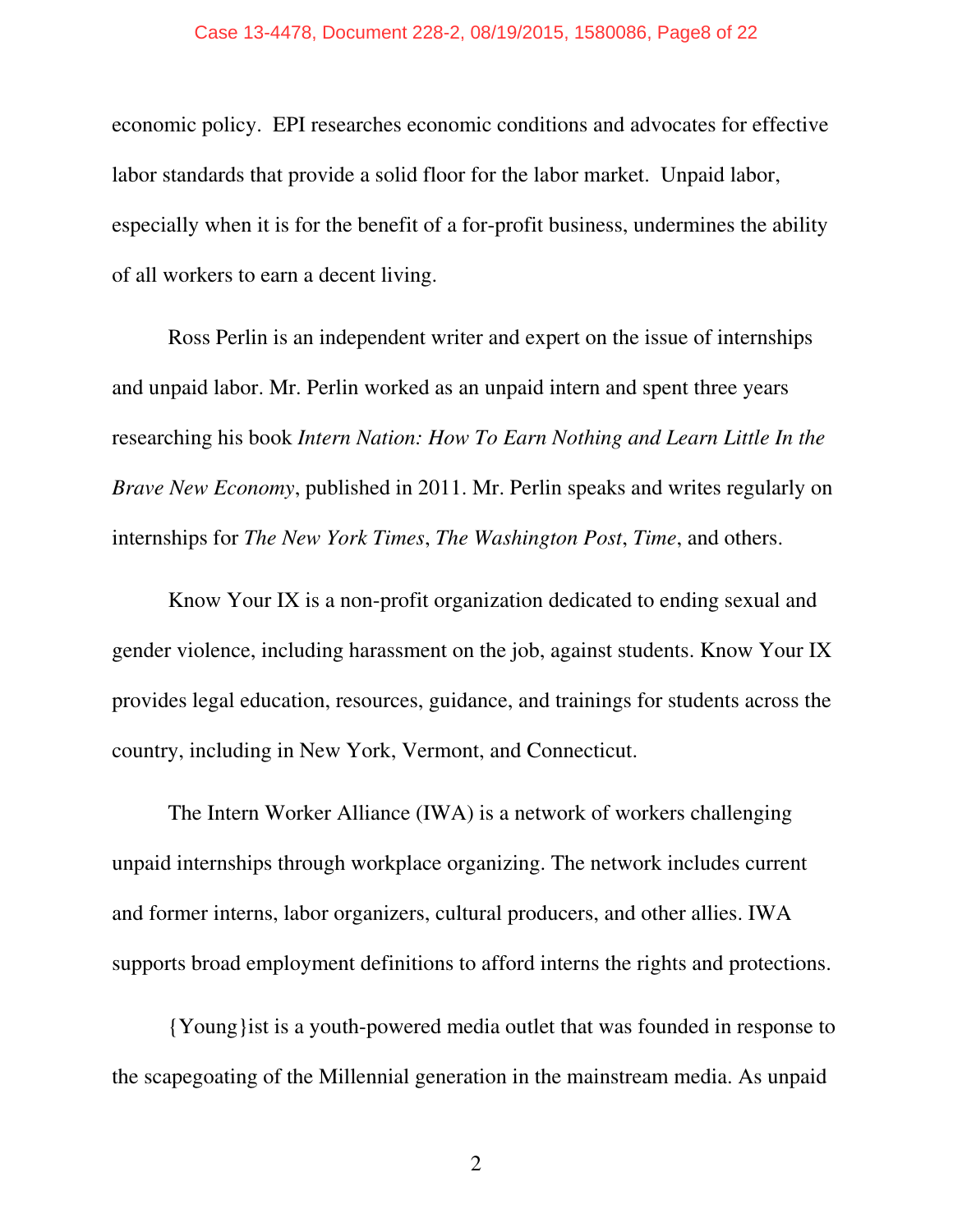economic policy. EPI researches economic conditions and advocates for effective labor standards that provide a solid floor for the labor market. Unpaid labor, especially when it is for the benefit of a for-profit business, undermines the ability of all workers to earn a decent living.

Ross Perlin is an independent writer and expert on the issue of internships and unpaid labor. Mr. Perlin worked as an unpaid intern and spent three years researching his book *Intern Nation: How To Earn Nothing and Learn Little In the Brave New Economy*, published in 2011. Mr. Perlin speaks and writes regularly on internships for *The New York Times*, *The Washington Post*, *Time*, and others.

Know Your IX is a non-profit organization dedicated to ending sexual and gender violence, including harassment on the job, against students. Know Your IX provides legal education, resources, guidance, and trainings for students across the country, including in New York, Vermont, and Connecticut.

The Intern Worker Alliance (IWA) is a network of workers challenging unpaid internships through workplace organizing. The network includes current and former interns, labor organizers, cultural producers, and other allies. IWA supports broad employment definitions to afford interns the rights and protections.

{Young}ist is a youth-powered media outlet that was founded in response to the scapegoating of the Millennial generation in the mainstream media. As unpaid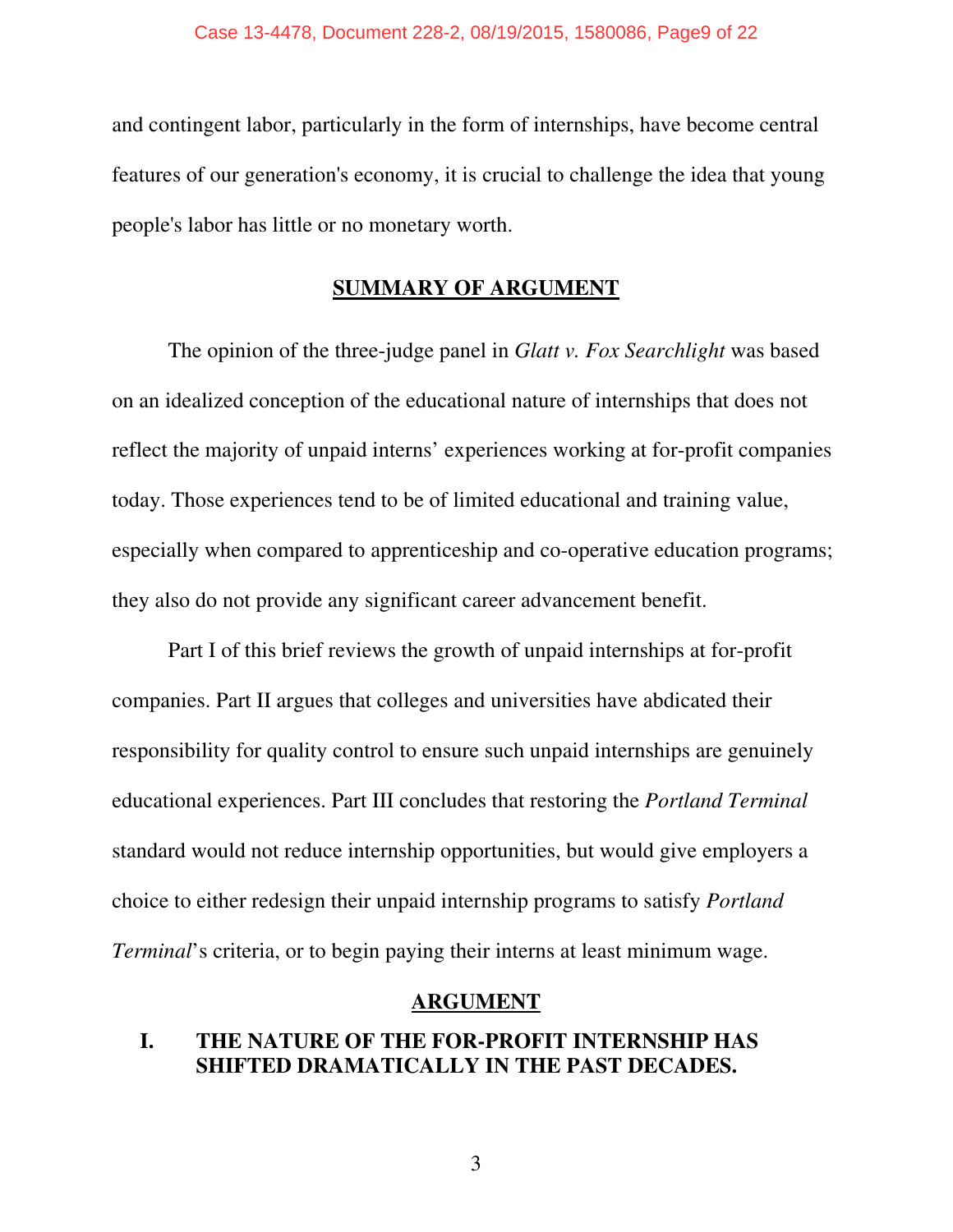and contingent labor, particularly in the form of internships, have become central features of our generation's economy, it is crucial to challenge the idea that young people's labor has little or no monetary worth.

## SUMMARY OF ARGUMENT

The opinion of the three-judge panel in *Glatt v. Fox Searchlight* was based on an idealized conception of the educational nature of internships that does not reflect the majority of unpaid interns' experiences working at for-profit companies today. Those experiences tend to be of limited educational and training value, especially when compared to apprenticeship and co-operative education programs; they also do not provide any significant career advancement benefit.

Part I of this brief reviews the growth of unpaid internships at for-profit companies. Part II argues that colleges and universities have abdicated their responsibility for quality control to ensure such unpaid internships are genuinely educational experiences. Part III concludes that restoring the *Portland Terminal* standard would not reduce internship opportunities, but would give employers a choice to either redesign their unpaid internship programs to satisfy *Portland Terminal*'s criteria, or to begin paying their interns at least minimum wage.

## ARGUMENT

### I. THE NATURE OF THE FOR-PROFIT INTERNSHIP HAS SHIFTED DRAMATICALLY IN THE PAST DECADES.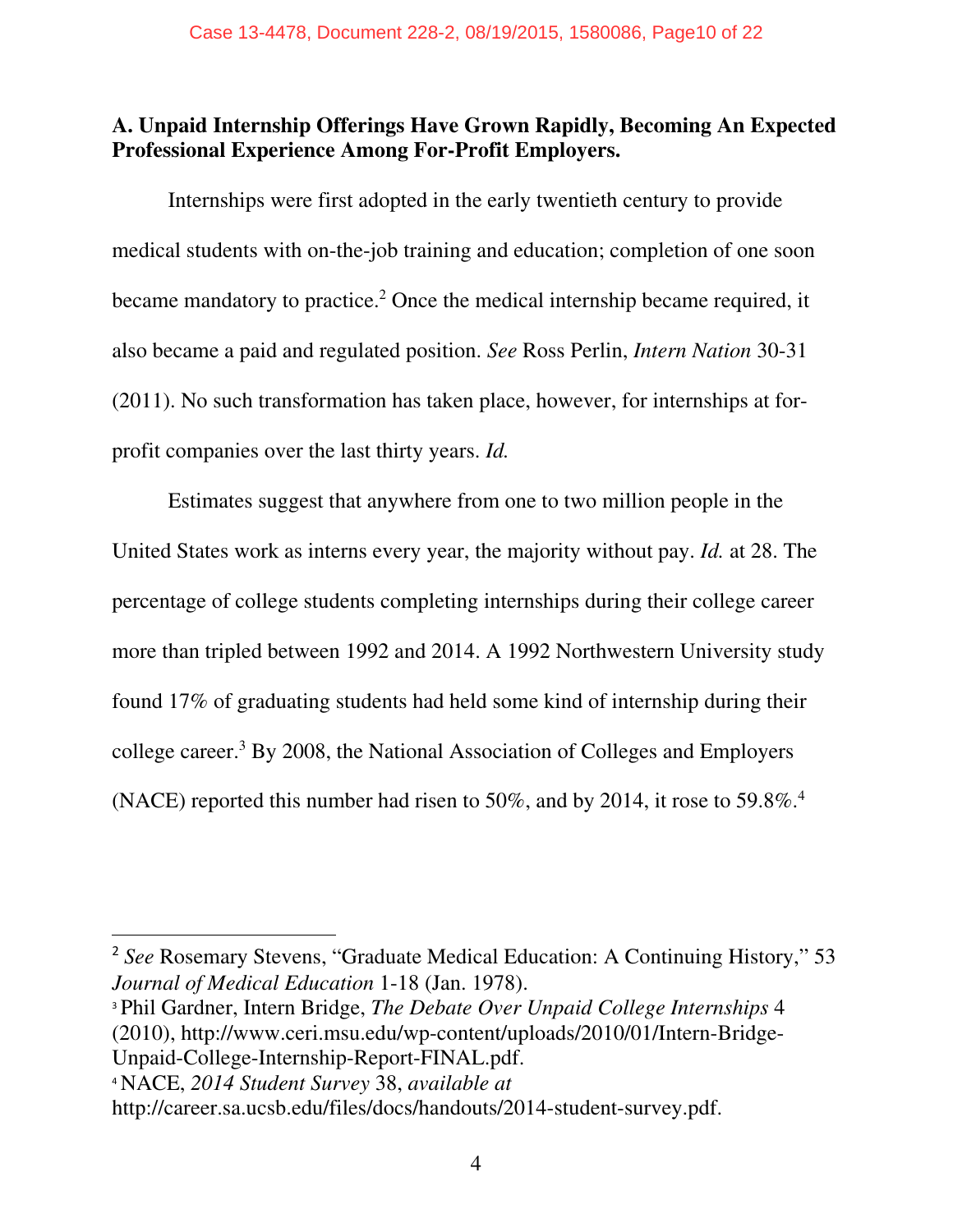### A. Unpaid Internship Offerings Have Grown Rapidly, Becoming An Expected Professional Experience Among For-Profit Employers.

Internships were first adopted in the early twentieth century to provide medical students with on-the-job training and education; completion of one soon became mandatory to practice.[2] Once the medical internship became required, it also became a paid and regulated position. *See* Ross Perlin, *Intern Nation* 30-31 (2011). No such transformation has taken place, however, for internships at for-profit companies over the last thirty years. *Id.*

Estimates suggest that anywhere from one to two million people in the United States work as interns every year, the majority without pay. *Id.* at 28. The percentage of college students completing internships during their college career more than tripled between 1992 and 2014. A 1992 Northwestern University study found 17% of graduating students had held some kind of internship during their college career.[3] By 2008, the National Association of Colleges and Employers (NACE) reported this number had risen to 50%, and by 2014, it rose to 59.8%.[4]

---

[2] *See* Rosemary Stevens, "Graduate Medical Education: A Continuing History," 53 *Journal of Medical Education* 1-18 (Jan. 1978).

[3] Phil Gardner, Intern Bridge, *The Debate Over Unpaid College Internships* 4 (2010), http://www.ceri.msu.edu/wp-content/uploads/2010/01/Intern-Bridge-Unpaid-College-Internship-Report-FINAL.pdf.

[4] NACE, *2014 Student Survey* 38, *available at* http://career.sa.ucsb.edu/files/docs/handouts/2014-student-survey.pdf.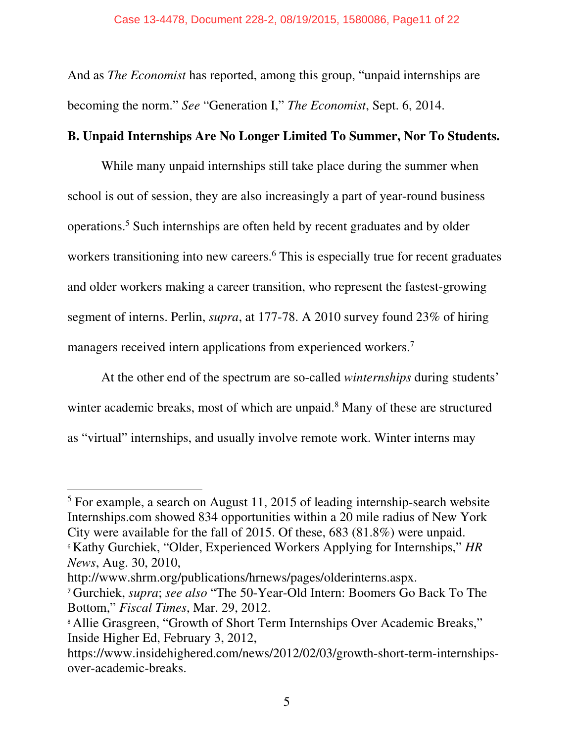And as *The Economist* has reported, among this group, "unpaid internships are becoming the norm." *See* "Generation I," *The Economist*, Sept. 6, 2014.

**B. Unpaid Internships Are No Longer Limited To Summer, Nor To Students.**

While many unpaid internships still take place during the summer when school is out of session, they are also increasingly a part of year-round business operations.[5] Such internships are often held by recent graduates and by older workers transitioning into new careers.[6] This is especially true for recent graduates and older workers making a career transition, who represent the fastest-growing segment of interns. Perlin, *supra*, at 177-78. A 2010 survey found 23% of hiring managers received intern applications from experienced workers.[7]

At the other end of the spectrum are so-called *winternships* during students' winter academic breaks, most of which are unpaid.[8] Many of these are structured as "virtual" internships, and usually involve remote work. Winter interns may

---

[5] For example, a search on August 11, 2015 of leading internship-search website Internships.com showed 834 opportunities within a 20 mile radius of New York City were available for the fall of 2015. Of these, 683 (81.8%) were unpaid.

[6] Kathy Gurchiek, "Older, Experienced Workers Applying for Internships," *HR News*, Aug. 30, 2010, http://www.shrm.org/publications/hrnews/pages/olderinterns.aspx.

[7] Gurchiek, *supra*; *see also* "The 50-Year-Old Intern: Boomers Go Back To The Bottom," *Fiscal Times*, Mar. 29, 2012.

[8] Allie Grasgreen, "Growth of Short Term Internships Over Academic Breaks," Inside Higher Ed, February 3, 2012, https://www.insidehighered.com/news/2012/02/03/growth-short-term-internships-over-academic-breaks.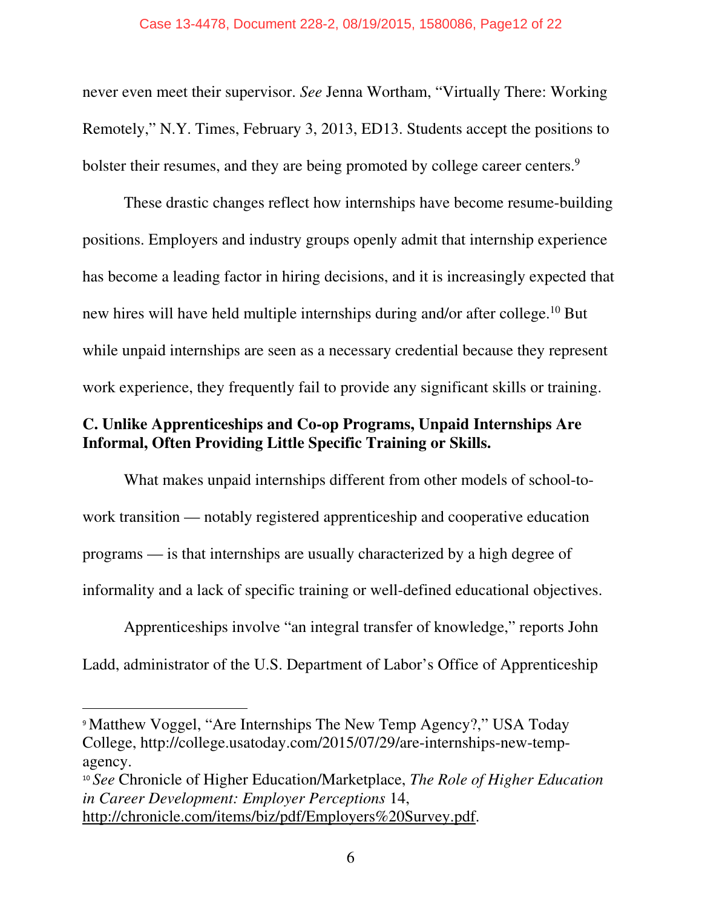never even meet their supervisor. *See* Jenna Wortham, "Virtually There: Working Remotely," N.Y. Times, February 3, 2013, ED13. Students accept the positions to bolster their resumes, and they are being promoted by college career centers.[9]

These drastic changes reflect how internships have become resume-building positions. Employers and industry groups openly admit that internship experience has become a leading factor in hiring decisions, and it is increasingly expected that new hires will have held multiple internships during and/or after college.[10] But while unpaid internships are seen as a necessary credential because they represent work experience, they frequently fail to provide any significant skills or training.

**C. Unlike Apprenticeships and Co-op Programs, Unpaid Internships Are Informal, Often Providing Little Specific Training or Skills.**

What makes unpaid internships different from other models of school-to-work transition — notably registered apprenticeship and cooperative education programs — is that internships are usually characterized by a high degree of informality and a lack of specific training or well-defined educational objectives.

Apprenticeships involve "an integral transfer of knowledge," reports John Ladd, administrator of the U.S. Department of Labor's Office of Apprenticeship

---

[9] Matthew Voggel, "Are Internships The New Temp Agency?," USA Today College, http://college.usatoday.com/2015/07/29/are-internships-new-temp-agency.

[10] *See* Chronicle of Higher Education/Marketplace, *The Role of Higher Education in Career Development: Employer Perceptions* 14, http://chronicle.com/items/biz/pdf/Employers%20Survey.pdf.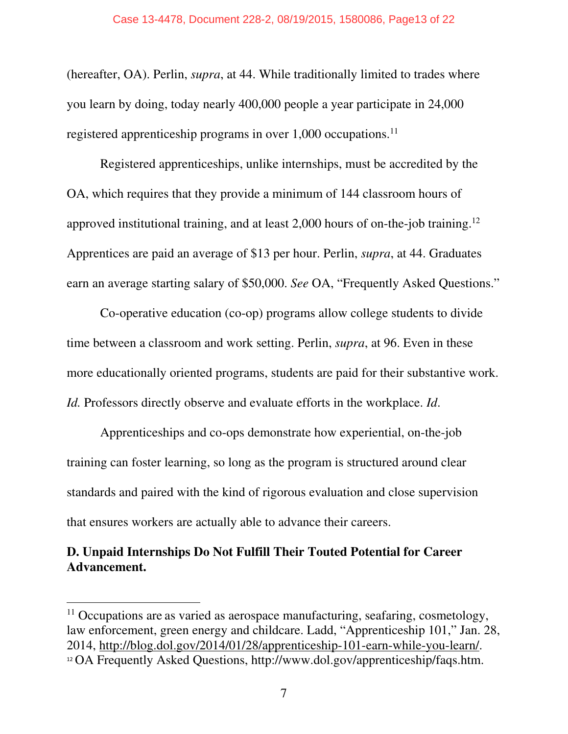(hereafter, OA). Perlin, *supra*, at 44. While traditionally limited to trades where you learn by doing, today nearly 400,000 people a year participate in 24,000 registered apprenticeship programs in over 1,000 occupations.[11]

Registered apprenticeships, unlike internships, must be accredited by the OA, which requires that they provide a minimum of 144 classroom hours of approved institutional training, and at least 2,000 hours of on-the-job training.[12] Apprentices are paid an average of $13 per hour. Perlin, *supra*, at 44. Graduates earn an average starting salary of $50,000. *See* OA, "Frequently Asked Questions."

Co-operative education (co-op) programs allow college students to divide time between a classroom and work setting. Perlin, *supra*, at 96. Even in these more educationally oriented programs, students are paid for their substantive work. *Id.* Professors directly observe and evaluate efforts in the workplace. *Id*.

Apprenticeships and co-ops demonstrate how experiential, on-the-job training can foster learning, so long as the program is structured around clear standards and paired with the kind of rigorous evaluation and close supervision that ensures workers are actually able to advance their careers.

**D. Unpaid Internships Do Not Fulfill Their Touted Potential for Career Advancement.**

---

[11] Occupations are as varied as aerospace manufacturing, seafaring, cosmetology, law enforcement, green energy and childcare. Ladd, "Apprenticeship 101," Jan. 28, 2014, http://blog.dol.gov/2014/01/28/apprenticeship-101-earn-while-you-learn/.

[12] OA Frequently Asked Questions, http://www.dol.gov/apprenticeship/faqs.htm.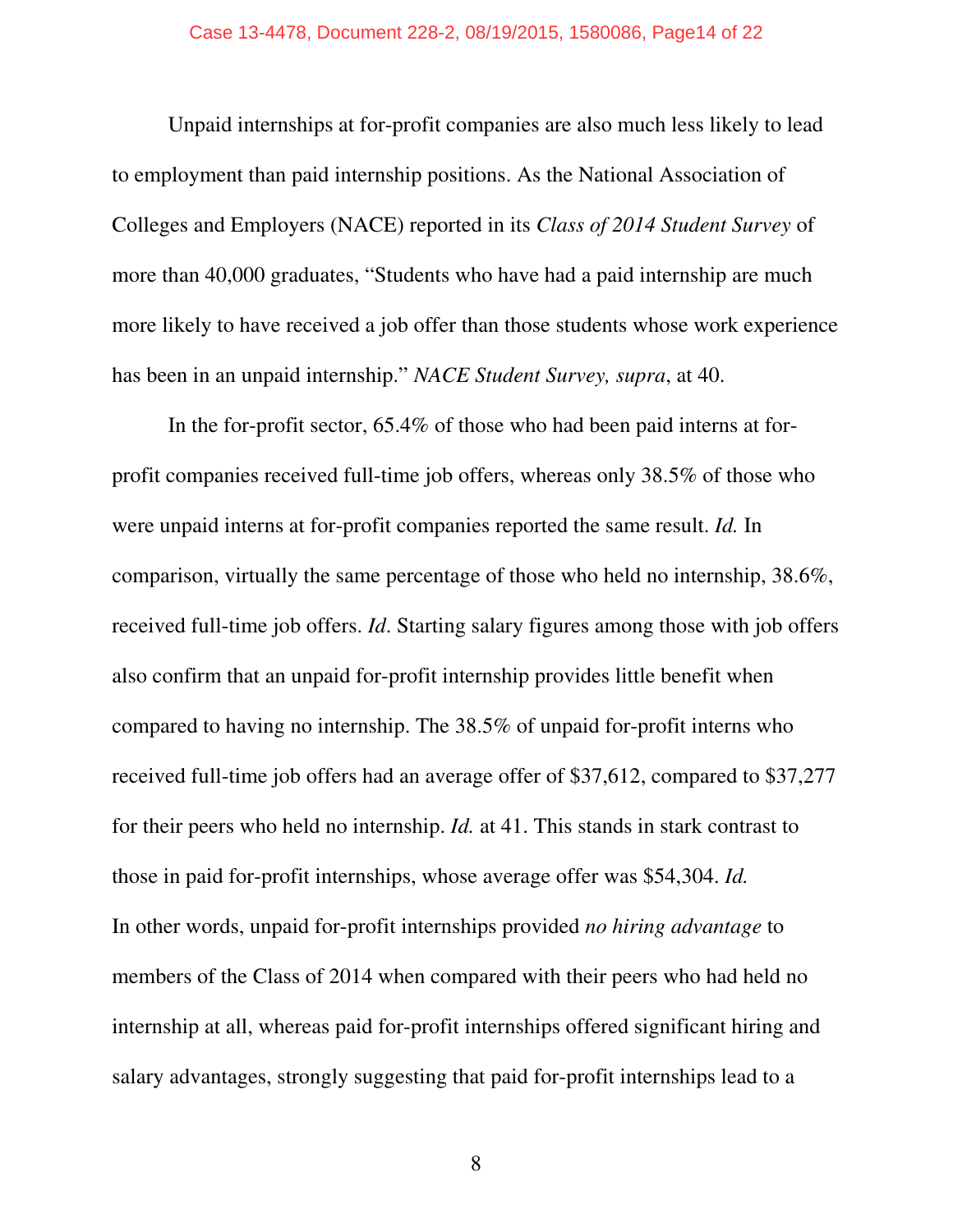Unpaid internships at for-profit companies are also much less likely to lead to employment than paid internship positions. As the National Association of Colleges and Employers (NACE) reported in its *Class of 2014 Student Survey* of more than 40,000 graduates, "Students who have had a paid internship are much more likely to have received a job offer than those students whose work experience has been in an unpaid internship." *NACE Student Survey, supra*, at 40.

In the for-profit sector, 65.4% of those who had been paid interns at for-profit companies received full-time job offers, whereas only 38.5% of those who were unpaid interns at for-profit companies reported the same result. *Id.* In comparison, virtually the same percentage of those who held no internship, 38.6%, received full-time job offers. *Id*. Starting salary figures among those with job offers also confirm that an unpaid for-profit internship provides little benefit when compared to having no internship. The 38.5% of unpaid for-profit interns who received full-time job offers had an average offer of $37,612, compared to $37,277 for their peers who held no internship. *Id.* at 41. This stands in stark contrast to those in paid for-profit internships, whose average offer was $54,304. *Id.* In other words, unpaid for-profit internships provided *no hiring advantage* to members of the Class of 2014 when compared with their peers who had held no internship at all, whereas paid for-profit internships offered significant hiring and salary advantages, strongly suggesting that paid for-profit internships lead to a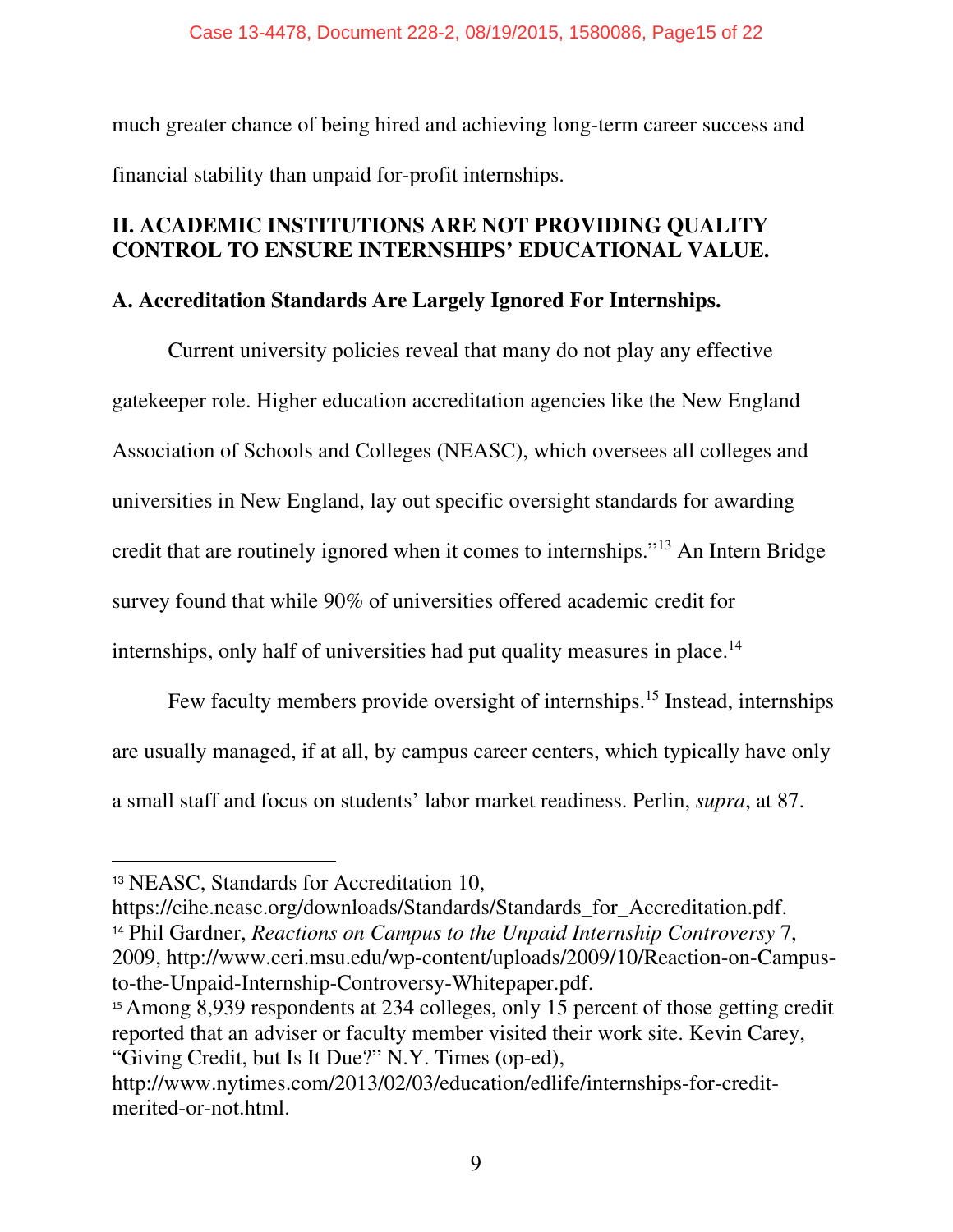much greater chance of being hired and achieving long-term career success and financial stability than unpaid for-profit internships.

## II. ACADEMIC INSTITUTIONS ARE NOT PROVIDING QUALITY CONTROL TO ENSURE INTERNSHIPS' EDUCATIONAL VALUE.

### A. Accreditation Standards Are Largely Ignored For Internships.

Current university policies reveal that many do not play any effective gatekeeper role. Higher education accreditation agencies like the New England Association of Schools and Colleges (NEASC), which oversees all colleges and universities in New England, lay out specific oversight standards for awarding credit that are routinely ignored when it comes to internships."[13] An Intern Bridge survey found that while 90% of universities offered academic credit for internships, only half of universities had put quality measures in place.[14]

Few faculty members provide oversight of internships.[15] Instead, internships are usually managed, if at all, by campus career centers, which typically have only a small staff and focus on students' labor market readiness. Perlin, *supra*, at 87.

---

[13] NEASC, Standards for Accreditation 10, https://cihe.neasc.org/downloads/Standards/Standards_for_Accreditation.pdf.

[14] Phil Gardner, *Reactions on Campus to the Unpaid Internship Controversy* 7, 2009, http://www.ceri.msu.edu/wp-content/uploads/2009/10/Reaction-on-Campus-to-the-Unpaid-Internship-Controversy-Whitepaper.pdf.

[15] Among 8,939 respondents at 234 colleges, only 15 percent of those getting credit reported that an adviser or faculty member visited their work site. Kevin Carey, "Giving Credit, but Is It Due?" N.Y. Times (op-ed), http://www.nytimes.com/2013/02/03/education/edlife/internships-for-credit-merited-or-not.html.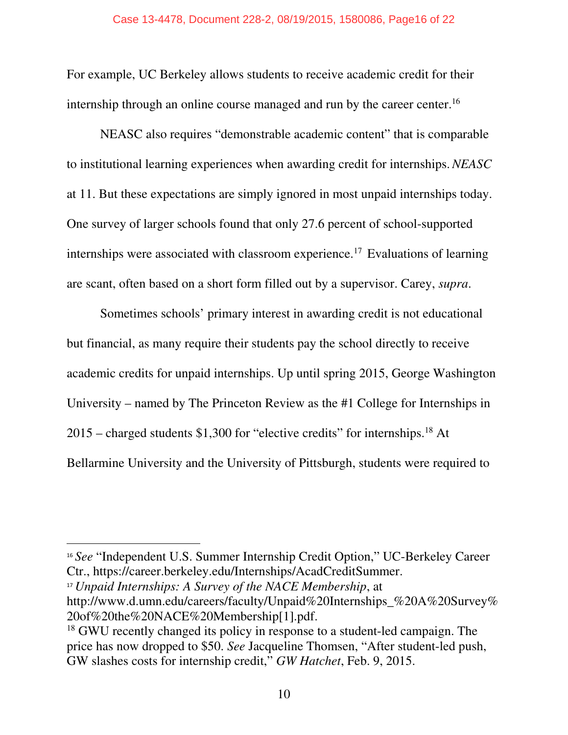For example, UC Berkeley allows students to receive academic credit for their internship through an online course managed and run by the career center.[16]

NEASC also requires "demonstrable academic content" that is comparable to institutional learning experiences when awarding credit for internships. *NEASC* at 11. But these expectations are simply ignored in most unpaid internships today. One survey of larger schools found that only 27.6 percent of school-supported internships were associated with classroom experience.[17] Evaluations of learning are scant, often based on a short form filled out by a supervisor. Carey, *supra*.

Sometimes schools' primary interest in awarding credit is not educational but financial, as many require their students pay the school directly to receive academic credits for unpaid internships. Up until spring 2015, George Washington University – named by The Princeton Review as the #1 College for Internships in 2015 – charged students $1,300 for "elective credits" for internships.[18] At Bellarmine University and the University of Pittsburgh, students were required to

---

[16] *See* "Independent U.S. Summer Internship Credit Option," UC-Berkeley Career Ctr., https://career.berkeley.edu/Internships/AcadCreditSummer.

[17] *Unpaid Internships: A Survey of the NACE Membership*, at http://www.d.umn.edu/careers/faculty/Unpaid%20Internships_%20A%20Survey%20of%20the%20NACE%20Membership[1].pdf.

[18] GWU recently changed its policy in response to a student-led campaign. The price has now dropped to $50. *See* Jacqueline Thomsen, "After student-led push, GW slashes costs for internship credit," *GW Hatchet*, Feb. 9, 2015.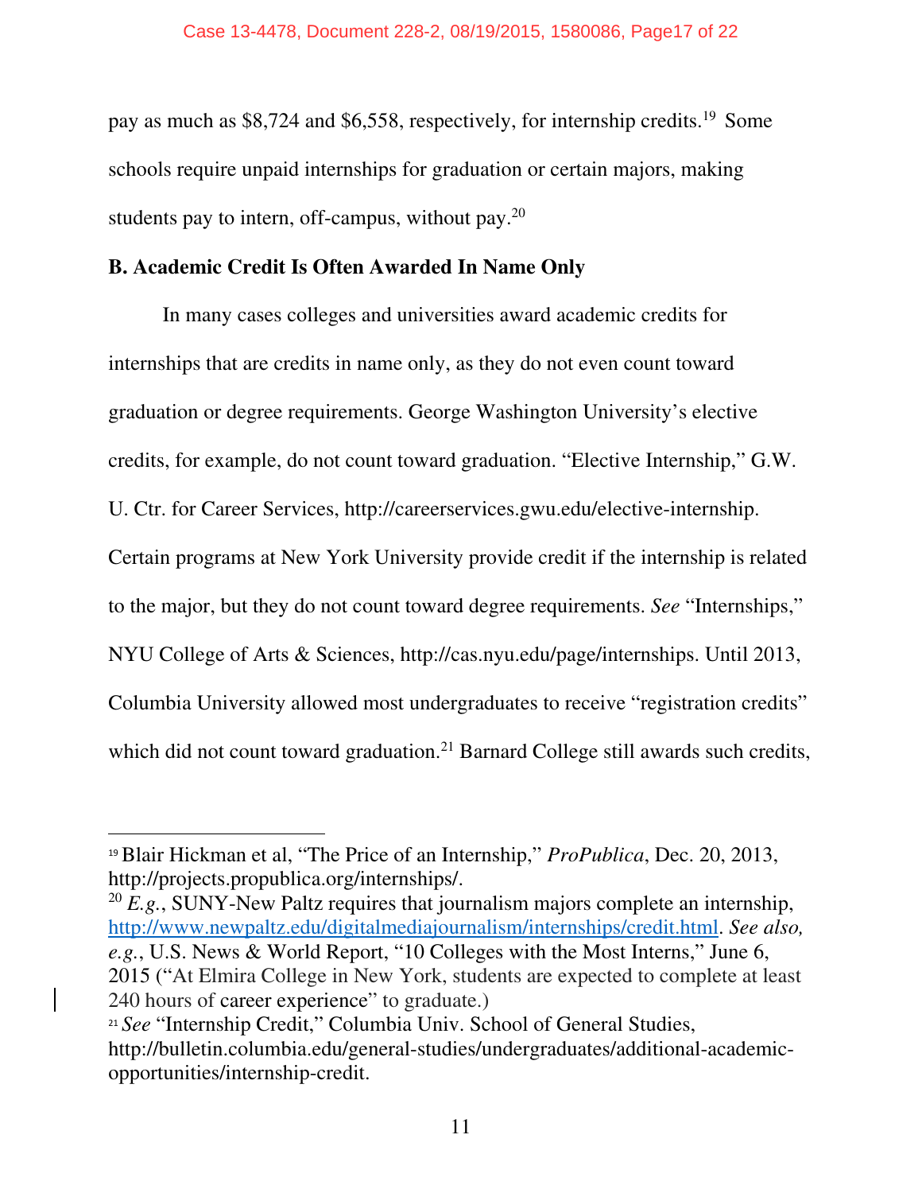pay as much as $8,724 and $6,558, respectively, for internship credits.[19] Some schools require unpaid internships for graduation or certain majors, making students pay to intern, off-campus, without pay.[20]

**B. Academic Credit Is Often Awarded In Name Only**

In many cases colleges and universities award academic credits for internships that are credits in name only, as they do not even count toward graduation or degree requirements. George Washington University's elective credits, for example, do not count toward graduation. "Elective Internship," G.W. U. Ctr. for Career Services, http://careerservices.gwu.edu/elective-internship. Certain programs at New York University provide credit if the internship is related to the major, but they do not count toward degree requirements. *See* "Internships," NYU College of Arts & Sciences, http://cas.nyu.edu/page/internships. Until 2013, Columbia University allowed most undergraduates to receive "registration credits" which did not count toward graduation.[21] Barnard College still awards such credits,

---

[19] Blair Hickman et al, "The Price of an Internship," *ProPublica*, Dec. 20, 2013, http://projects.propublica.org/internships/.

[20] *E.g.*, SUNY-New Paltz requires that journalism majors complete an internship, http://www.newpaltz.edu/digitalmediajournalism/internships/credit.html. *See also, e.g.*, U.S. News & World Report, "10 Colleges with the Most Interns," June 6, 2015 ("At Elmira College in New York, students are expected to complete at least 240 hours of career experience" to graduate.)

[21] *See* "Internship Credit," Columbia Univ. School of General Studies, http://bulletin.columbia.edu/general-studies/undergraduates/additional-academic-opportunities/internship-credit.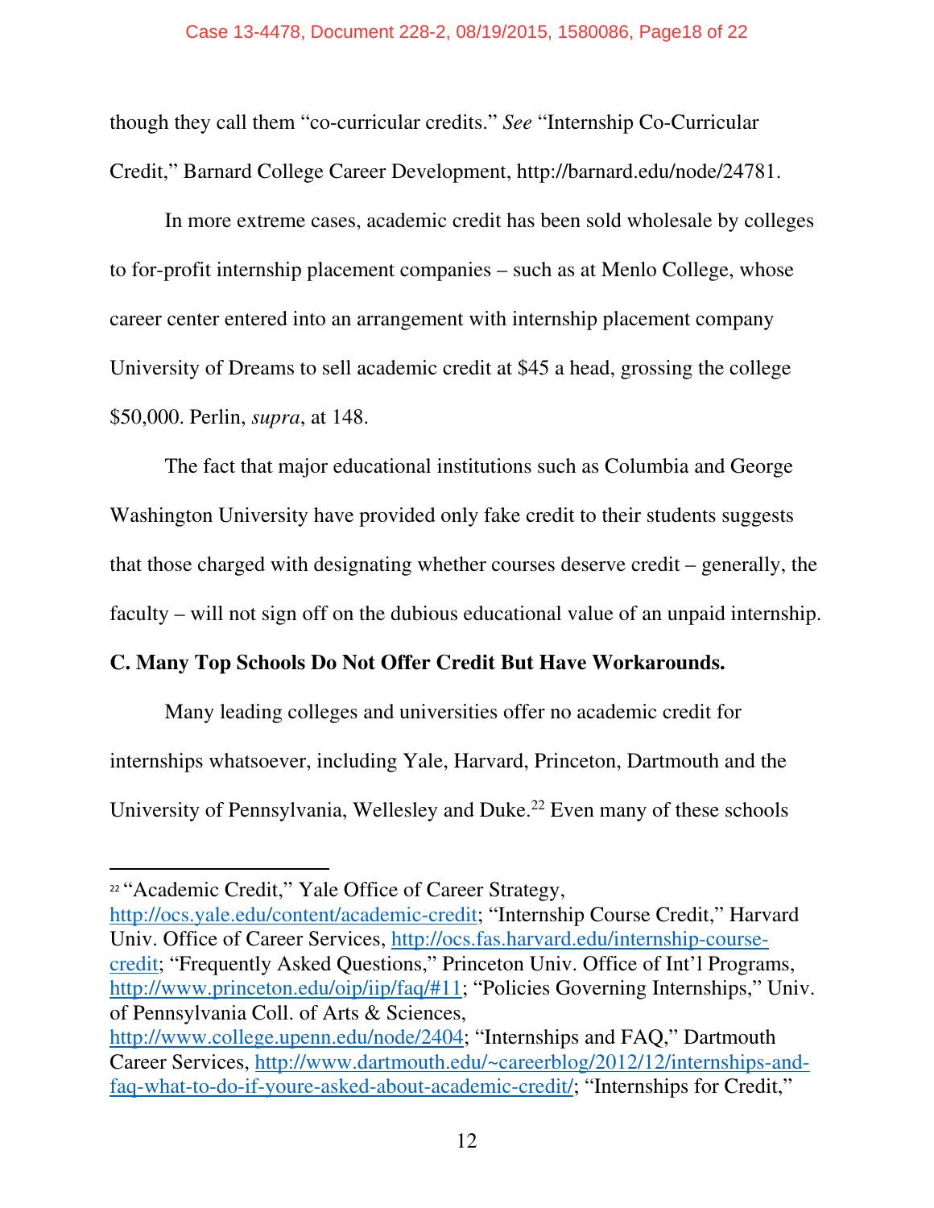though they call them "co-curricular credits." *See* "Internship Co-Curricular Credit," Barnard College Career Development, http://barnard.edu/node/24781.

In more extreme cases, academic credit has been sold wholesale by colleges to for-profit internship placement companies – such as at Menlo College, whose career center entered into an arrangement with internship placement company University of Dreams to sell academic credit at $45 a head, grossing the college $50,000. Perlin, *supra*, at 148.

The fact that major educational institutions such as Columbia and George Washington University have provided only fake credit to their students suggests that those charged with designating whether courses deserve credit – generally, the faculty – will not sign off on the dubious educational value of an unpaid internship.

**C. Many Top Schools Do Not Offer Credit But Have Workarounds.**

Many leading colleges and universities offer no academic credit for internships whatsoever, including Yale, Harvard, Princeton, Dartmouth and the University of Pennsylvania, Wellesley and Duke.[22] Even many of these schools

---

[22] "Academic Credit," Yale Office of Career Strategy, http://ocs.yale.edu/content/academic-credit; "Internship Course Credit," Harvard Univ. Office of Career Services, http://ocs.fas.harvard.edu/internship-course-credit; "Frequently Asked Questions," Princeton Univ. Office of Int'l Programs, http://www.princeton.edu/oip/iip/faq/#11; "Policies Governing Internships," Univ. of Pennsylvania Coll. of Arts & Sciences, http://www.college.upenn.edu/node/2404; "Internships and FAQ," Dartmouth Career Services, http://www.dartmouth.edu/~careerblog/2012/12/internships-and-faq-what-to-do-if-youre-asked-about-academic-credit/; "Internships for Credit,"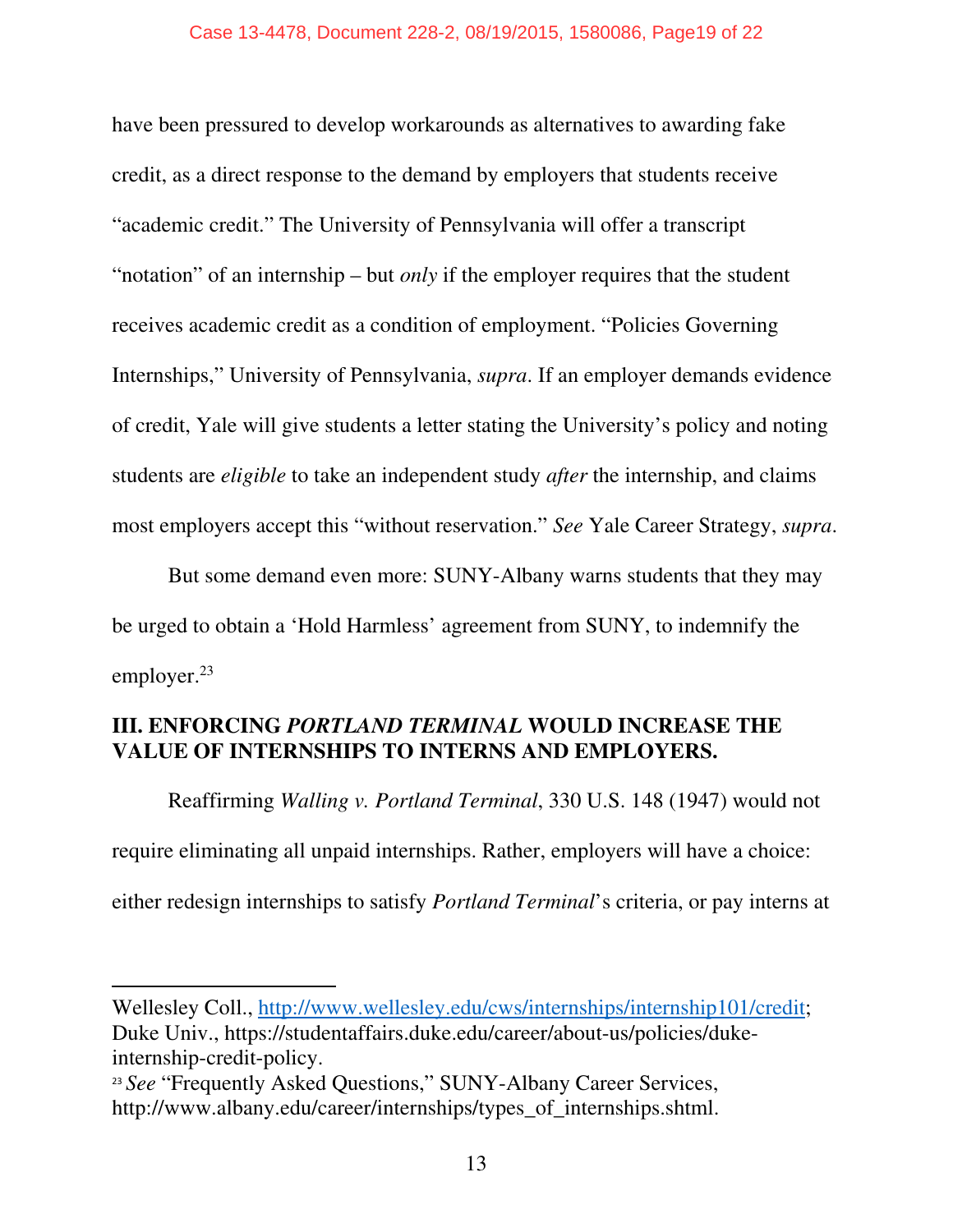have been pressured to develop workarounds as alternatives to awarding fake credit, as a direct response to the demand by employers that students receive "academic credit." The University of Pennsylvania will offer a transcript "notation" of an internship – but *only* if the employer requires that the student receives academic credit as a condition of employment. "Policies Governing Internships," University of Pennsylvania, *supra*. If an employer demands evidence of credit, Yale will give students a letter stating the University's policy and noting students are *eligible* to take an independent study *after* the internship, and claims most employers accept this "without reservation." *See* Yale Career Strategy, *supra*.

But some demand even more: SUNY-Albany warns students that they may be urged to obtain a 'Hold Harmless' agreement from SUNY, to indemnify the employer.[23]

## III. ENFORCING *PORTLAND TERMINAL* WOULD INCREASE THE VALUE OF INTERNSHIPS TO INTERNS AND EMPLOYERS.

Reaffirming *Walling v. Portland Terminal*, 330 U.S. 148 (1947) would not require eliminating all unpaid internships. Rather, employers will have a choice: either redesign internships to satisfy *Portland Terminal*'s criteria, or pay interns at

---

Wellesley Coll., http://www.wellesley.edu/cws/internships/internship101/credit; Duke Univ., https://studentaffairs.duke.edu/career/about-us/policies/duke-internship-credit-policy.

[23] *See* "Frequently Asked Questions," SUNY-Albany Career Services, http://www.albany.edu/career/internships/types_of_internships.shtml.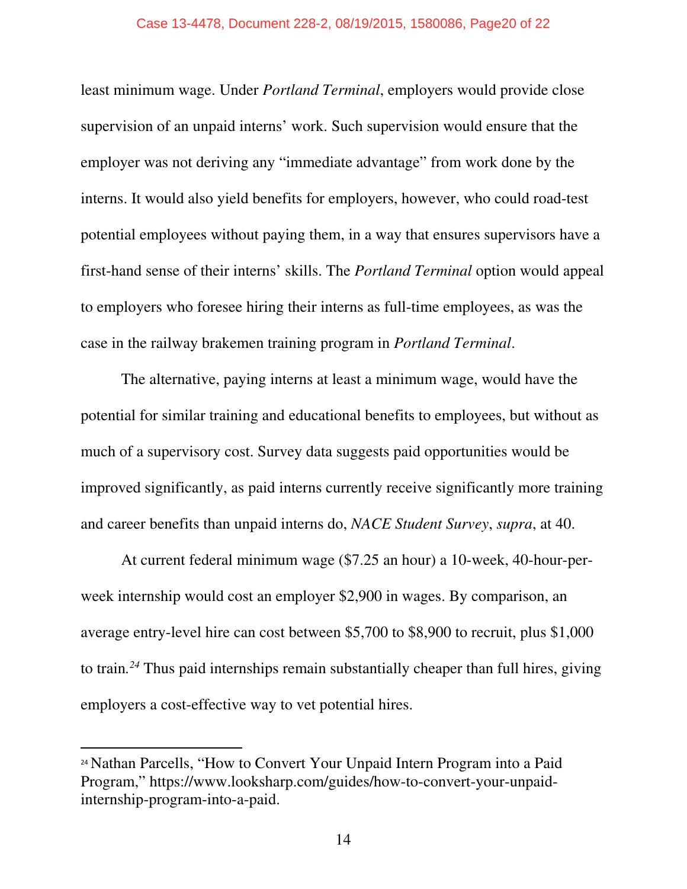least minimum wage. Under *Portland Terminal*, employers would provide close supervision of an unpaid interns' work. Such supervision would ensure that the employer was not deriving any "immediate advantage" from work done by the interns. It would also yield benefits for employers, however, who could road-test potential employees without paying them, in a way that ensures supervisors have a first-hand sense of their interns' skills. The *Portland Terminal* option would appeal to employers who foresee hiring their interns as full-time employees, as was the case in the railway brakemen training program in *Portland Terminal*.

The alternative, paying interns at least a minimum wage, would have the potential for similar training and educational benefits to employees, but without as much of a supervisory cost. Survey data suggests paid opportunities would be improved significantly, as paid interns currently receive significantly more training and career benefits than unpaid interns do, *NACE Student Survey*, *supra*, at 40.

At current federal minimum wage ($7.25 an hour) a 10-week, 40-hour-per-week internship would cost an employer $2,900 in wages. By comparison, an average entry-level hire can cost between $5,700 to $8,900 to recruit, plus $1,000 to train.[24] Thus paid internships remain substantially cheaper than full hires, giving employers a cost-effective way to vet potential hires.

---

[24] Nathan Parcells, "How to Convert Your Unpaid Intern Program into a Paid Program," https://www.looksharp.com/guides/how-to-convert-your-unpaid-internship-program-into-a-paid.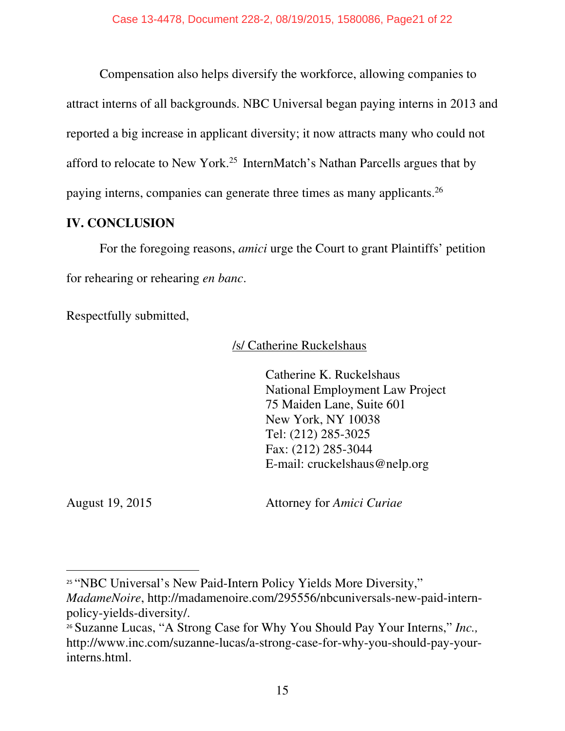Compensation also helps diversify the workforce, allowing companies to attract interns of all backgrounds. NBC Universal began paying interns in 2013 and reported a big increase in applicant diversity; it now attracts many who could not afford to relocate to New York.[25] InternMatch's Nathan Parcells argues that by paying interns, companies can generate three times as many applicants.[26]

## IV. CONCLUSION

For the foregoing reasons, *amici* urge the Court to grant Plaintiffs' petition for rehearing or rehearing *en banc*.

Respectfully submitted,

/s/ Catherine Ruckelshaus

Catherine K. Ruckelshaus
National Employment Law Project
75 Maiden Lane, Suite 601
New York, NY 10038
Tel: (212) 285-3025
Fax: (212) 285-3044
E-mail: cruckelshaus@nelp.org

August 19, 2015

Attorney for *Amici Curiae*

---

[25] "NBC Universal's New Paid-Intern Policy Yields More Diversity," *MadameNoire*, http://madamenoire.com/295556/nbcuniversals-new-paid-intern-policy-yields-diversity/.

[26] Suzanne Lucas, "A Strong Case for Why You Should Pay Your Interns," *Inc.,* http://www.inc.com/suzanne-lucas/a-strong-case-for-why-you-should-pay-your-interns.html.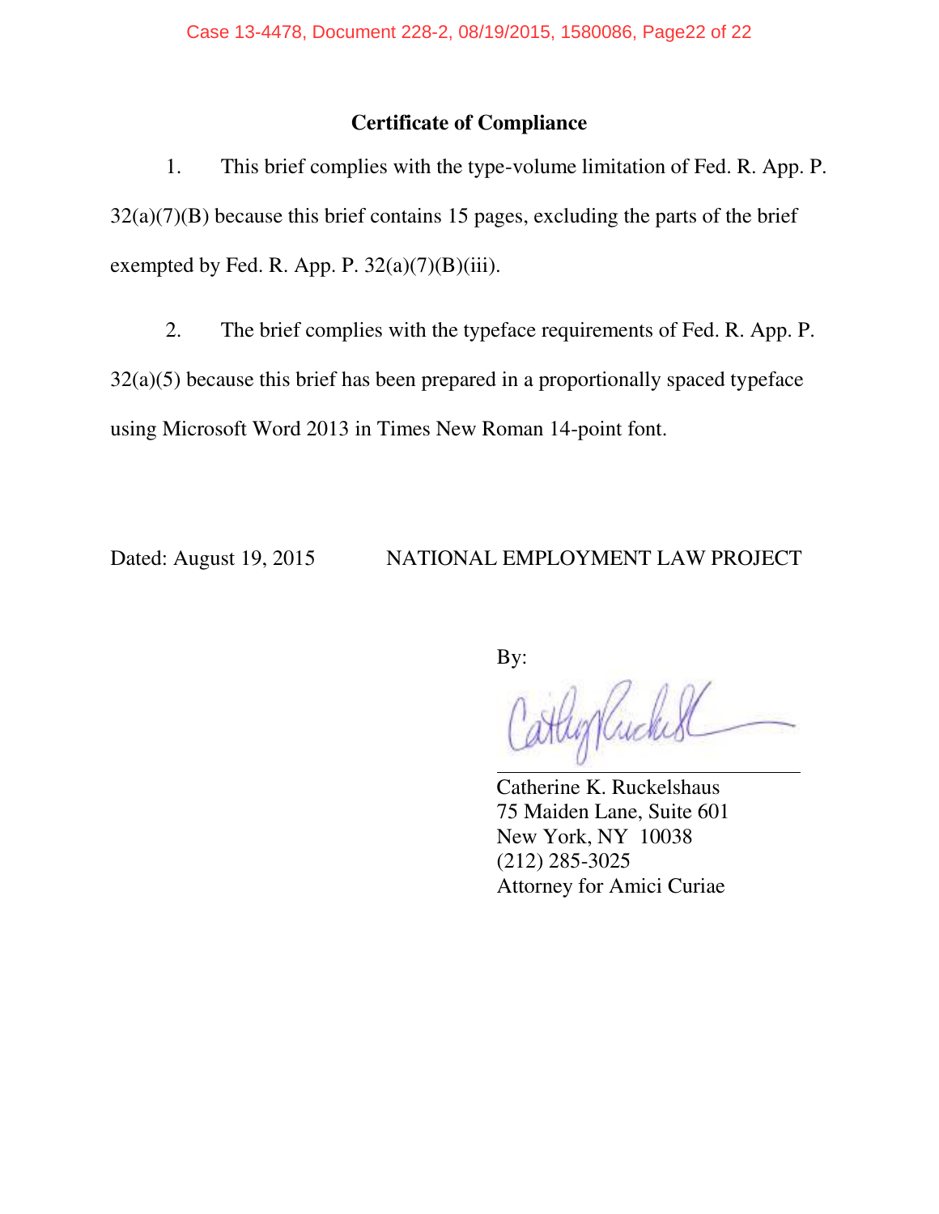## Certificate of Compliance

1. This brief complies with the type-volume limitation of Fed. R. App. P. 32(a)(7)(B) because this brief contains 15 pages, excluding the parts of the brief exempted by Fed. R. App. P. 32(a)(7)(B)(iii).

2. The brief complies with the typeface requirements of Fed. R. App. P. 32(a)(5) because this brief has been prepared in a proportionally spaced typeface using Microsoft Word 2013 in Times New Roman 14-point font.

Dated: August 19, 2015

NATIONAL EMPLOYMENT LAW PROJECT

By:

Catherine K. Ruckelshaus
75 Maiden Lane, Suite 601
New York, NY 10038
(212) 285-3025
Attorney for Amici Curiae